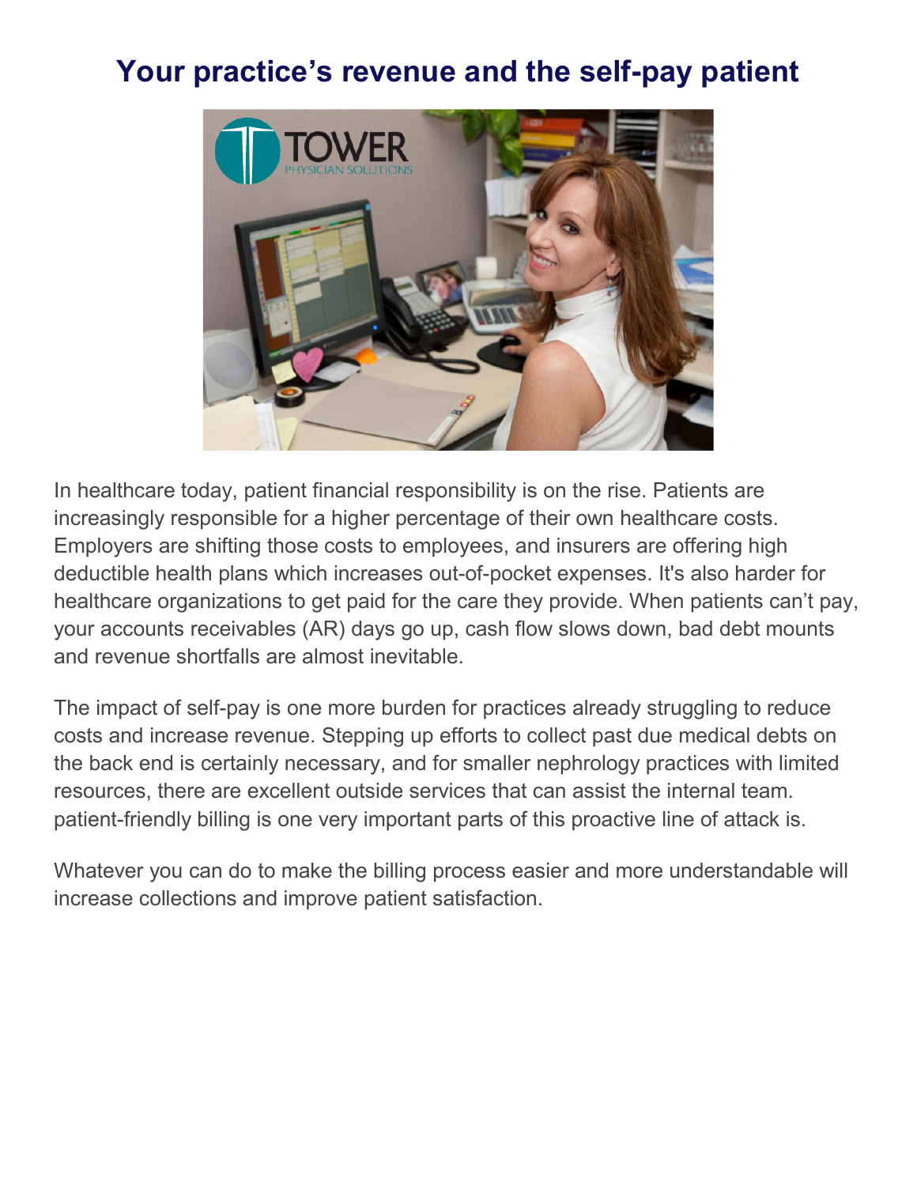# Your practice's revenue and the self-pay patient

In healthcare today, patient financial responsibility is on the rise. Patients are increasingly responsible for a higher percentage of their own healthcare costs. Employers are shifting those costs to employees, and insurers are offering high deductible health plans which increases out-of-pocket expenses. It's also harder for healthcare organizations to get paid for the care they provide. When patients can't pay, your accounts receivables (AR) days go up, cash flow slows down, bad debt mounts and revenue shortfalls are almost inevitable.

The impact of self-pay is one more burden for practices already struggling to reduce costs and increase revenue. Stepping up efforts to collect past due medical debts on the back end is certainly necessary, and for smaller nephrology practices with limited resources, there are excellent outside services that can assist the internal team. patient-friendly billing is one very important parts of this proactive line of attack is.

Whatever you can do to make the billing process easier and more understandable will increase collections and improve patient satisfaction.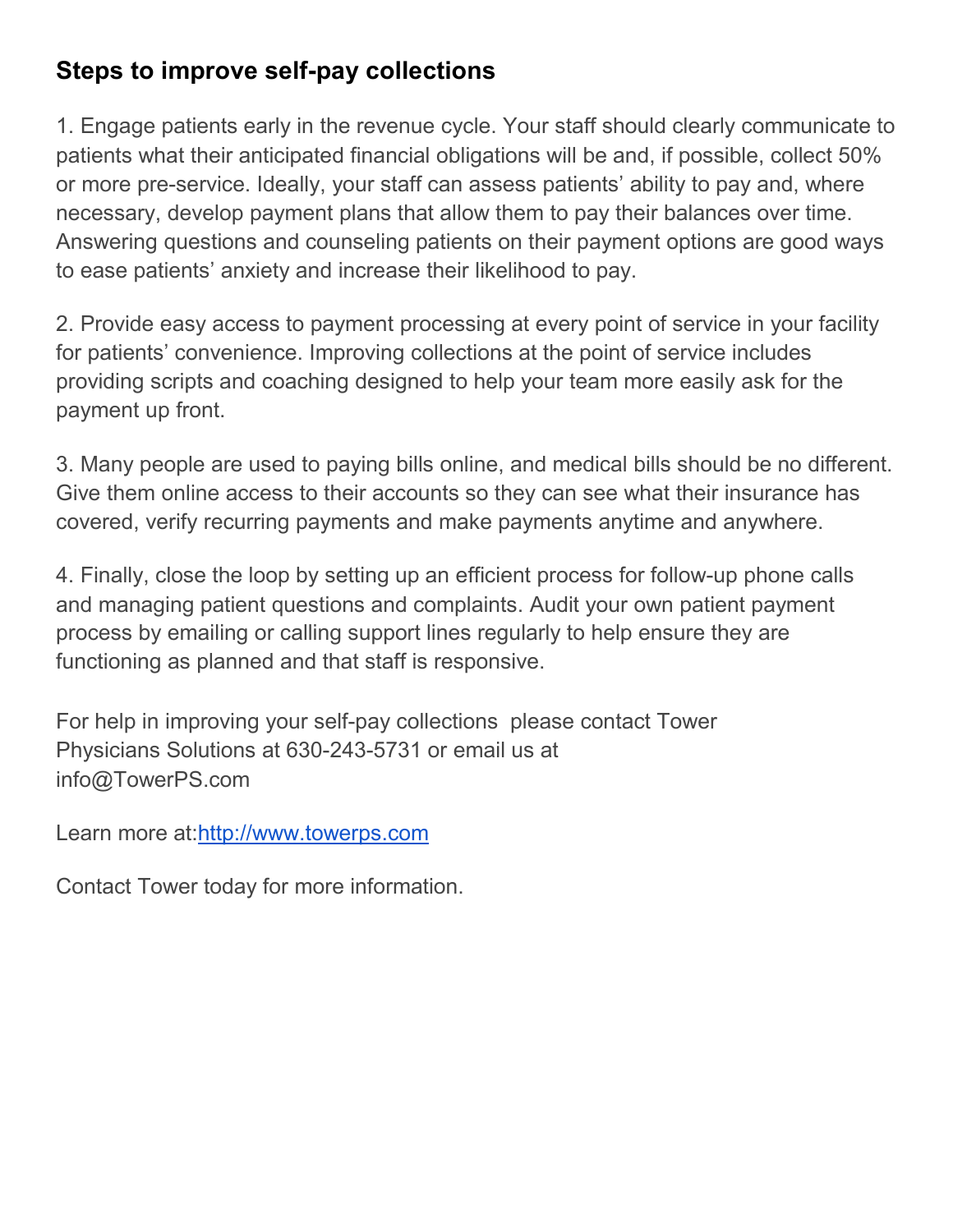## Steps to improve self-pay collections

1. Engage patients early in the revenue cycle. Your staff should clearly communicate to patients what their anticipated financial obligations will be and, if possible, collect 50% or more pre-service. Ideally, your staff can assess patients' ability to pay and, where necessary, develop payment plans that allow them to pay their balances over time. Answering questions and counseling patients on their payment options are good ways to ease patients' anxiety and increase their likelihood to pay.

2. Provide easy access to payment processing at every point of service in your facility for patients' convenience. Improving collections at the point of service includes providing scripts and coaching designed to help your team more easily ask for the payment up front.

3. Many people are used to paying bills online, and medical bills should be no different. Give them online access to their accounts so they can see what their insurance has covered, verify recurring payments and make payments anytime and anywhere.

4. Finally, close the loop by setting up an efficient process for follow-up phone calls and managing patient questions and complaints. Audit your own patient payment process by emailing or calling support lines regularly to help ensure they are functioning as planned and that staff is responsive.

For help in improving your self-pay collections  please contact Tower Physicians Solutions at 630-243-5731 or email us at info@TowerPS.com

Learn more at:[http://www.towerps.com](http://www.towerps.com)

Contact Tower today for more information.